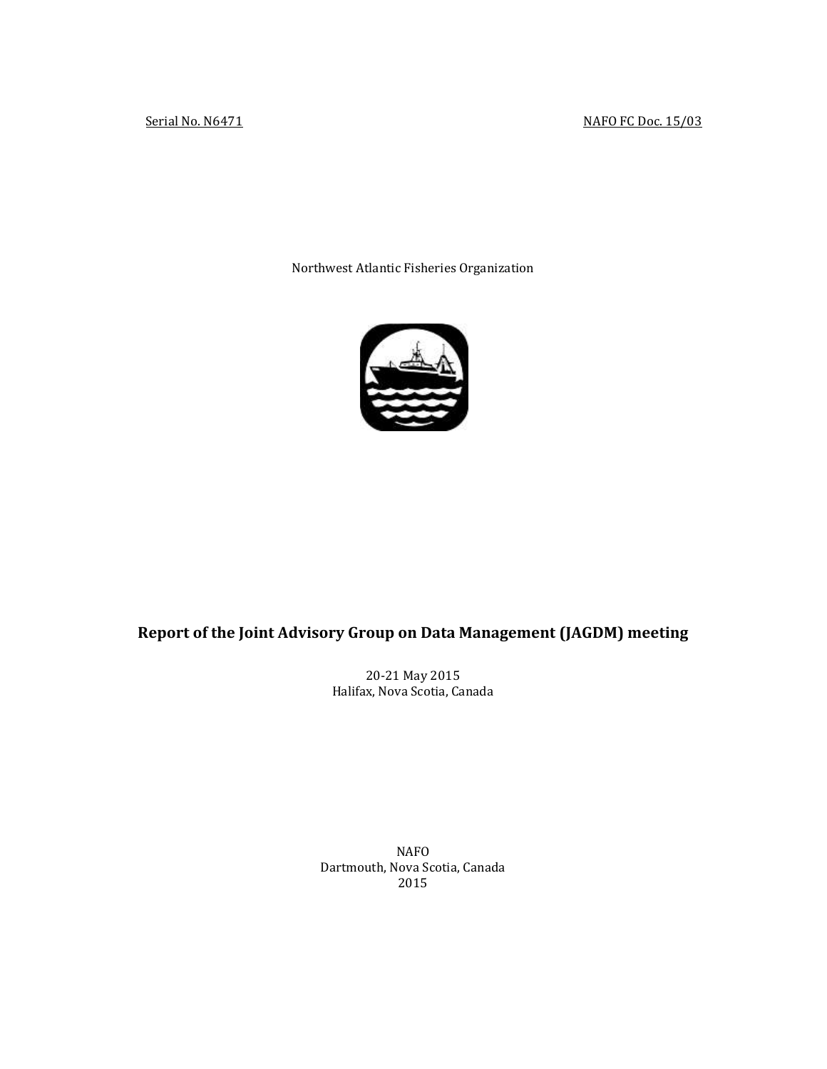Serial No. N6471 NAFO FC Doc. 15/03

Northwest Atlantic Fisheries Organization

# Report of the Joint Advisory Group on Data Management (JAGDM) meeting

20-21 May 2015
Halifax, Nova Scotia, Canada

NAFO
Dartmouth, Nova Scotia, Canada
2015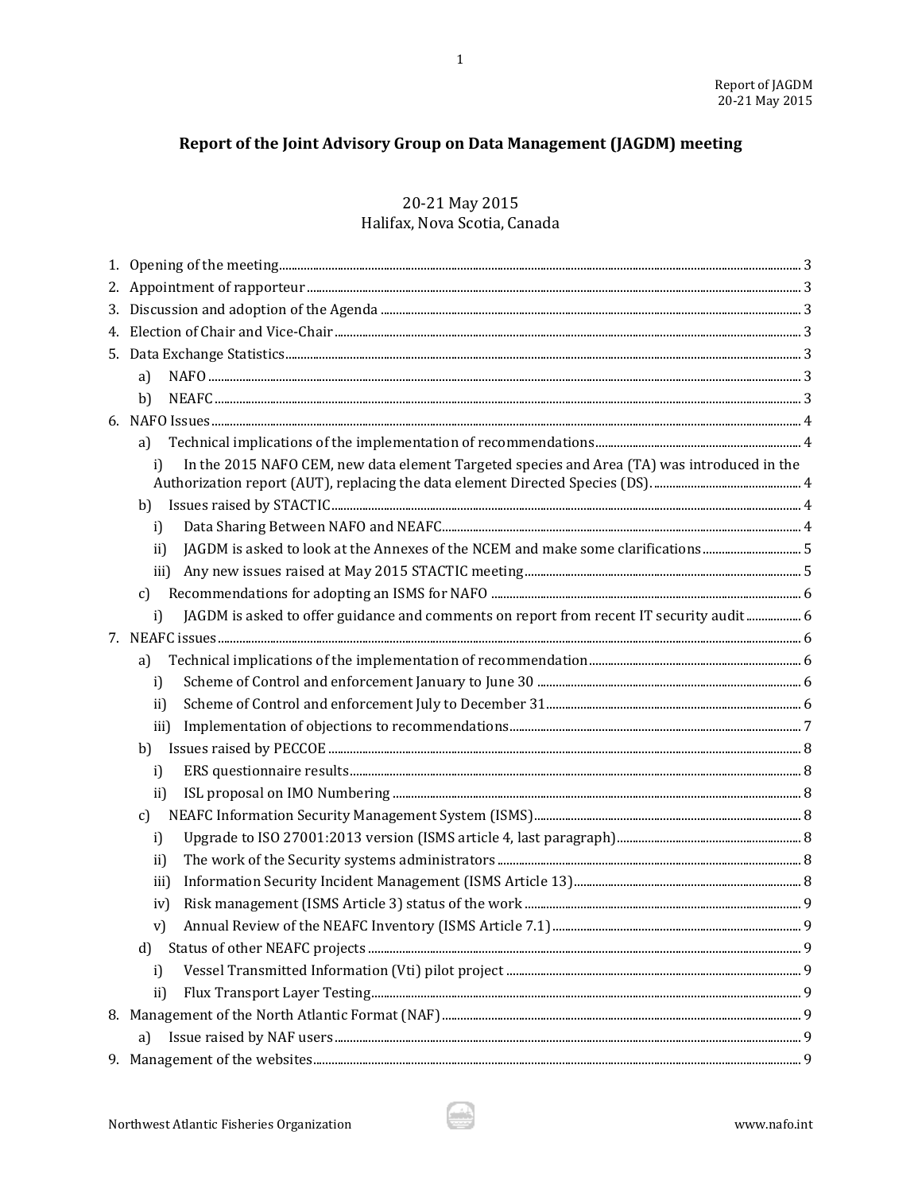# Report of the Joint Advisory Group on Data Management (JAGDM) meeting

20-21 May 2015
Halifax, Nova Scotia, Canada

1. Opening of the meeting ..... 3
2. Appointment of rapporteur ..... 3
3. Discussion and adoption of the Agenda ..... 3
4. Election of Chair and Vice-Chair ..... 3
5. Data Exchange Statistics ..... 3
   - a) NAFO ..... 3
   - b) NEAFC ..... 3
6. NAFO Issues ..... 4
   - a) Technical implications of the implementation of recommendations ..... 4
     - i) In the 2015 NAFO CEM, new data element Targeted species and Area (TA) was introduced in the Authorization report (AUT), replacing the data element Directed Species (DS). ..... 4
   - b) Issues raised by STACTIC ..... 4
     - i) Data Sharing Between NAFO and NEAFC ..... 4
     - ii) JAGDM is asked to look at the Annexes of the NCEM and make some clarifications ..... 5
     - iii) Any new issues raised at May 2015 STACTIC meeting ..... 5
   - c) Recommendations for adopting an ISMS for NAFO ..... 6
     - i) JAGDM is asked to offer guidance and comments on report from recent IT security audit ..... 6
7. NEAFC issues ..... 6
   - a) Technical implications of the implementation of recommendation ..... 6
     - i) Scheme of Control and enforcement January to June 30 ..... 6
     - ii) Scheme of Control and enforcement July to December 31 ..... 6
     - iii) Implementation of objections to recommendations ..... 7
   - b) Issues raised by PECCOE ..... 8
     - i) ERS questionnaire results ..... 8
     - ii) ISL proposal on IMO Numbering ..... 8
   - c) NEAFC Information Security Management System (ISMS) ..... 8
     - i) Upgrade to ISO 27001:2013 version (ISMS article 4, last paragraph) ..... 8
     - ii) The work of the Security systems administrators ..... 8
     - iii) Information Security Incident Management (ISMS Article 13) ..... 8
     - iv) Risk management (ISMS Article 3) status of the work ..... 9
     - v) Annual Review of the NEAFC Inventory (ISMS Article 7.1) ..... 9
   - d) Status of other NEAFC projects ..... 9
     - i) Vessel Transmitted Information (Vti) pilot project ..... 9
     - ii) Flux Transport Layer Testing ..... 9
8. Management of the North Atlantic Format (NAF) ..... 9
   - a) Issue raised by NAF users ..... 9
9. Management of the websites ..... 9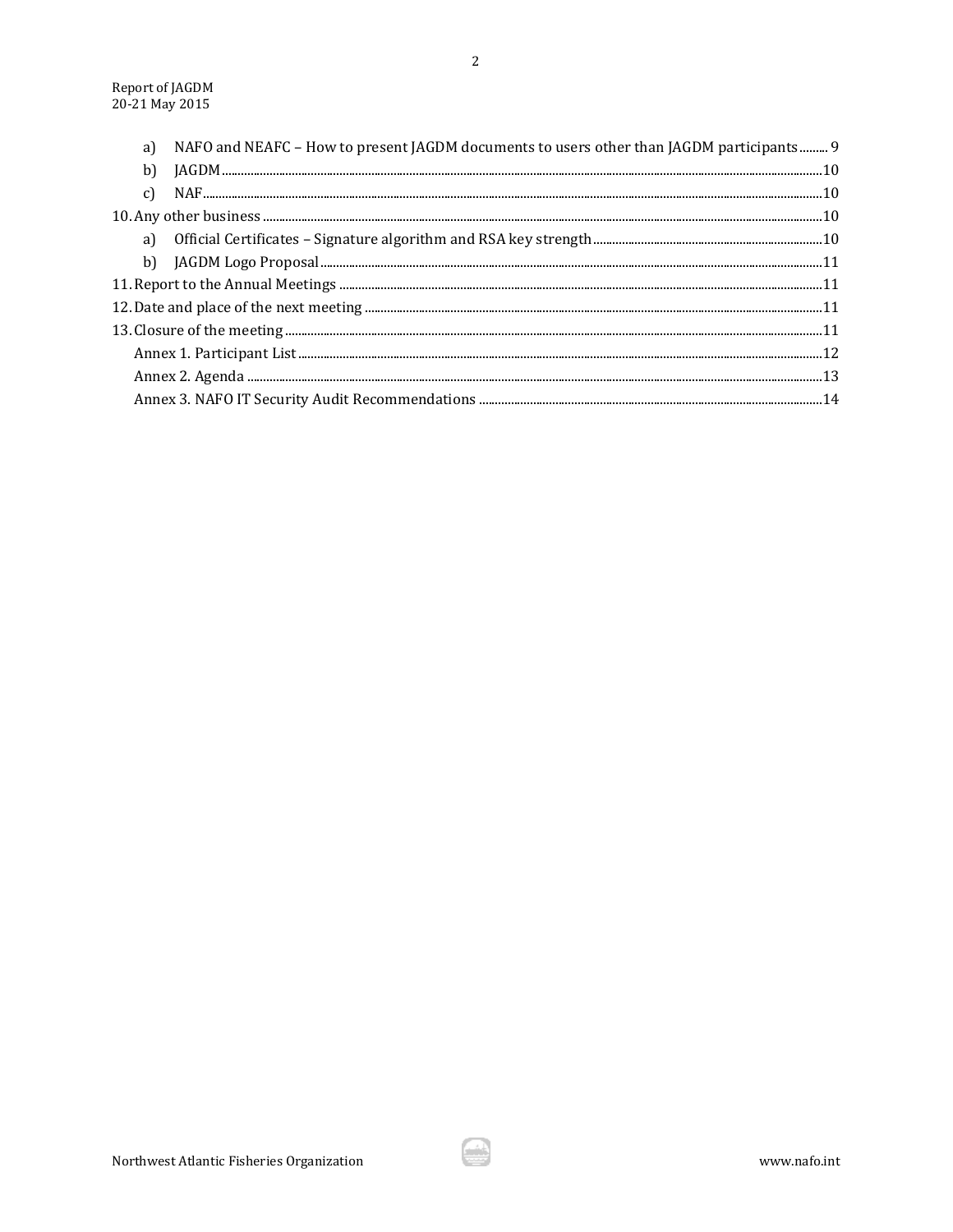- a) NAFO and NEAFC – How to present JAGDM documents to users other than JAGDM participants ......... 9
- b) JAGDM ......... 10
- c) NAF ......... 10

10. Any other business ......... 10
    - a) Official Certificates – Signature algorithm and RSA key strength ......... 10
    - b) JAGDM Logo Proposal ......... 11
11. Report to the Annual Meetings ......... 11
12. Date and place of the next meeting ......... 11
13. Closure of the meeting ......... 11

- Annex 1. Participant List ......... 12
- Annex 2. Agenda ......... 13
- Annex 3. NAFO IT Security Audit Recommendations ......... 14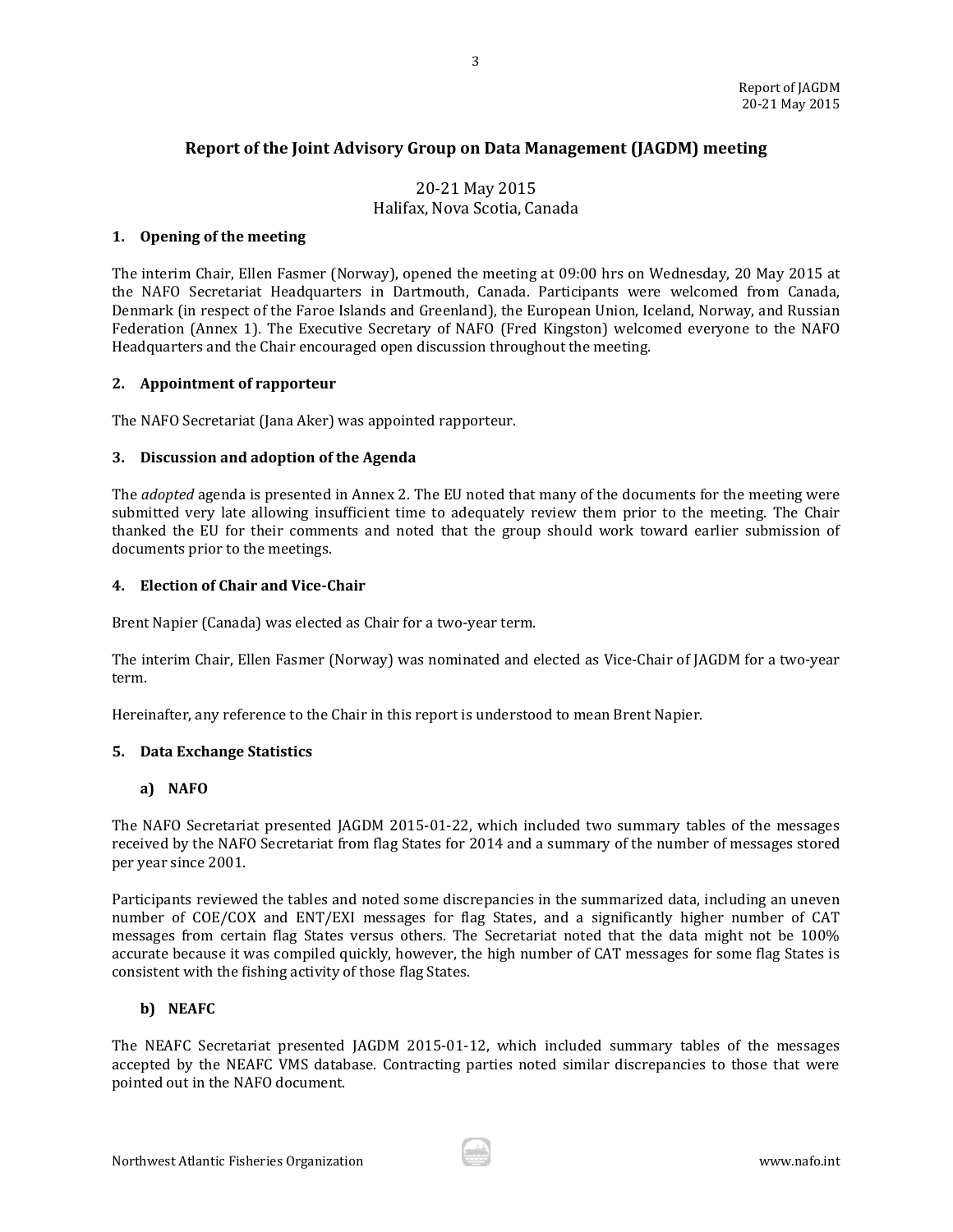# Report of the Joint Advisory Group on Data Management (JAGDM) meeting

20-21 May 2015
Halifax, Nova Scotia, Canada

## 1. Opening of the meeting

The interim Chair, Ellen Fasmer (Norway), opened the meeting at 09:00 hrs on Wednesday, 20 May 2015 at the NAFO Secretariat Headquarters in Dartmouth, Canada. Participants were welcomed from Canada, Denmark (in respect of the Faroe Islands and Greenland), the European Union, Iceland, Norway, and Russian Federation (Annex 1). The Executive Secretary of NAFO (Fred Kingston) welcomed everyone to the NAFO Headquarters and the Chair encouraged open discussion throughout the meeting.

## 2. Appointment of rapporteur

The NAFO Secretariat (Jana Aker) was appointed rapporteur.

## 3. Discussion and adoption of the Agenda

The *adopted* agenda is presented in Annex 2. The EU noted that many of the documents for the meeting were submitted very late allowing insufficient time to adequately review them prior to the meeting. The Chair thanked the EU for their comments and noted that the group should work toward earlier submission of documents prior to the meetings.

## 4. Election of Chair and Vice-Chair

Brent Napier (Canada) was elected as Chair for a two-year term.

The interim Chair, Ellen Fasmer (Norway) was nominated and elected as Vice-Chair of JAGDM for a two-year term.

Hereinafter, any reference to the Chair in this report is understood to mean Brent Napier.

## 5. Data Exchange Statistics

### a) NAFO

The NAFO Secretariat presented JAGDM 2015-01-22, which included two summary tables of the messages received by the NAFO Secretariat from flag States for 2014 and a summary of the number of messages stored per year since 2001.

Participants reviewed the tables and noted some discrepancies in the summarized data, including an uneven number of COE/COX and ENT/EXI messages for flag States, and a significantly higher number of CAT messages from certain flag States versus others. The Secretariat noted that the data might not be 100% accurate because it was compiled quickly, however, the high number of CAT messages for some flag States is consistent with the fishing activity of those flag States.

### b) NEAFC

The NEAFC Secretariat presented JAGDM 2015-01-12, which included summary tables of the messages accepted by the NEAFC VMS database. Contracting parties noted similar discrepancies to those that were pointed out in the NAFO document.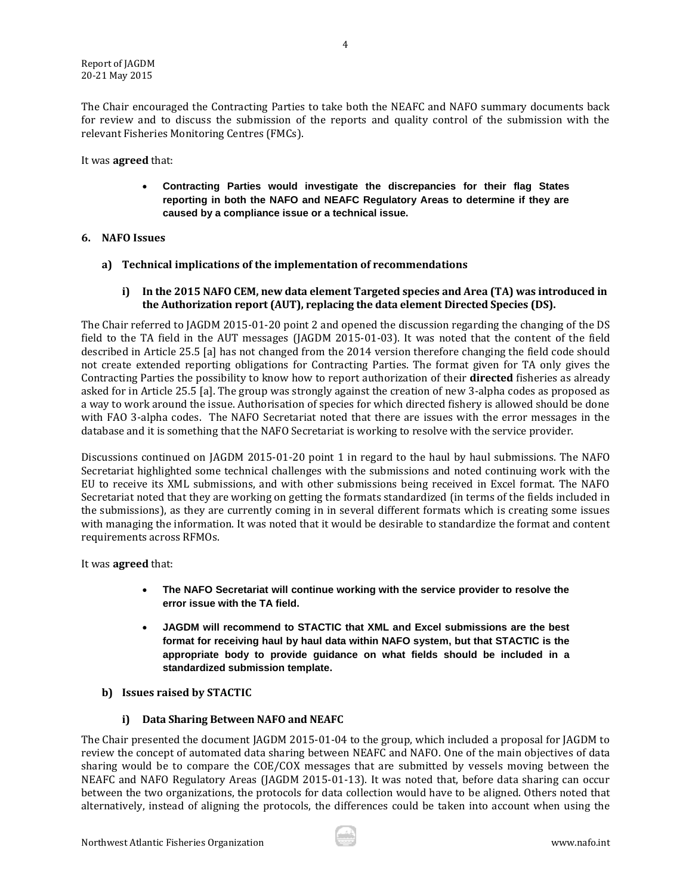The Chair encouraged the Contracting Parties to take both the NEAFC and NAFO summary documents back for review and to discuss the submission of the reports and quality control of the submission with the relevant Fisheries Monitoring Centres (FMCs).

It was **agreed** that:

- **Contracting Parties would investigate the discrepancies for their flag States reporting in both the NAFO and NEAFC Regulatory Areas to determine if they are caused by a compliance issue or a technical issue.**

## 6. NAFO Issues

### a) Technical implications of the implementation of recommendations

#### i) In the 2015 NAFO CEM, new data element Targeted species and Area (TA) was introduced in the Authorization report (AUT), replacing the data element Directed Species (DS).

The Chair referred to JAGDM 2015-01-20 point 2 and opened the discussion regarding the changing of the DS field to the TA field in the AUT messages (JAGDM 2015-01-03). It was noted that the content of the field described in Article 25.5 [a] has not changed from the 2014 version therefore changing the field code should not create extended reporting obligations for Contracting Parties. The format given for TA only gives the Contracting Parties the possibility to know how to report authorization of their **directed** fisheries as already asked for in Article 25.5 [a]. The group was strongly against the creation of new 3-alpha codes as proposed as a way to work around the issue. Authorisation of species for which directed fishery is allowed should be done with FAO 3-alpha codes. The NAFO Secretariat noted that there are issues with the error messages in the database and it is something that the NAFO Secretariat is working to resolve with the service provider.

Discussions continued on JAGDM 2015-01-20 point 1 in regard to the haul by haul submissions. The NAFO Secretariat highlighted some technical challenges with the submissions and noted continuing work with the EU to receive its XML submissions, and with other submissions being received in Excel format. The NAFO Secretariat noted that they are working on getting the formats standardized (in terms of the fields included in the submissions), as they are currently coming in in several different formats which is creating some issues with managing the information. It was noted that it would be desirable to standardize the format and content requirements across RFMOs.

It was **agreed** that:

- **The NAFO Secretariat will continue working with the service provider to resolve the error issue with the TA field.**
- **JAGDM will recommend to STACTIC that XML and Excel submissions are the best format for receiving haul by haul data within NAFO system, but that STACTIC is the appropriate body to provide guidance on what fields should be included in a standardized submission template.**

### b) Issues raised by STACTIC

#### i) Data Sharing Between NAFO and NEAFC

The Chair presented the document JAGDM 2015-01-04 to the group, which included a proposal for JAGDM to review the concept of automated data sharing between NEAFC and NAFO. One of the main objectives of data sharing would be to compare the COE/COX messages that are submitted by vessels moving between the NEAFC and NAFO Regulatory Areas (JAGDM 2015-01-13). It was noted that, before data sharing can occur between the two organizations, the protocols for data collection would have to be aligned. Others noted that alternatively, instead of aligning the protocols, the differences could be taken into account when using the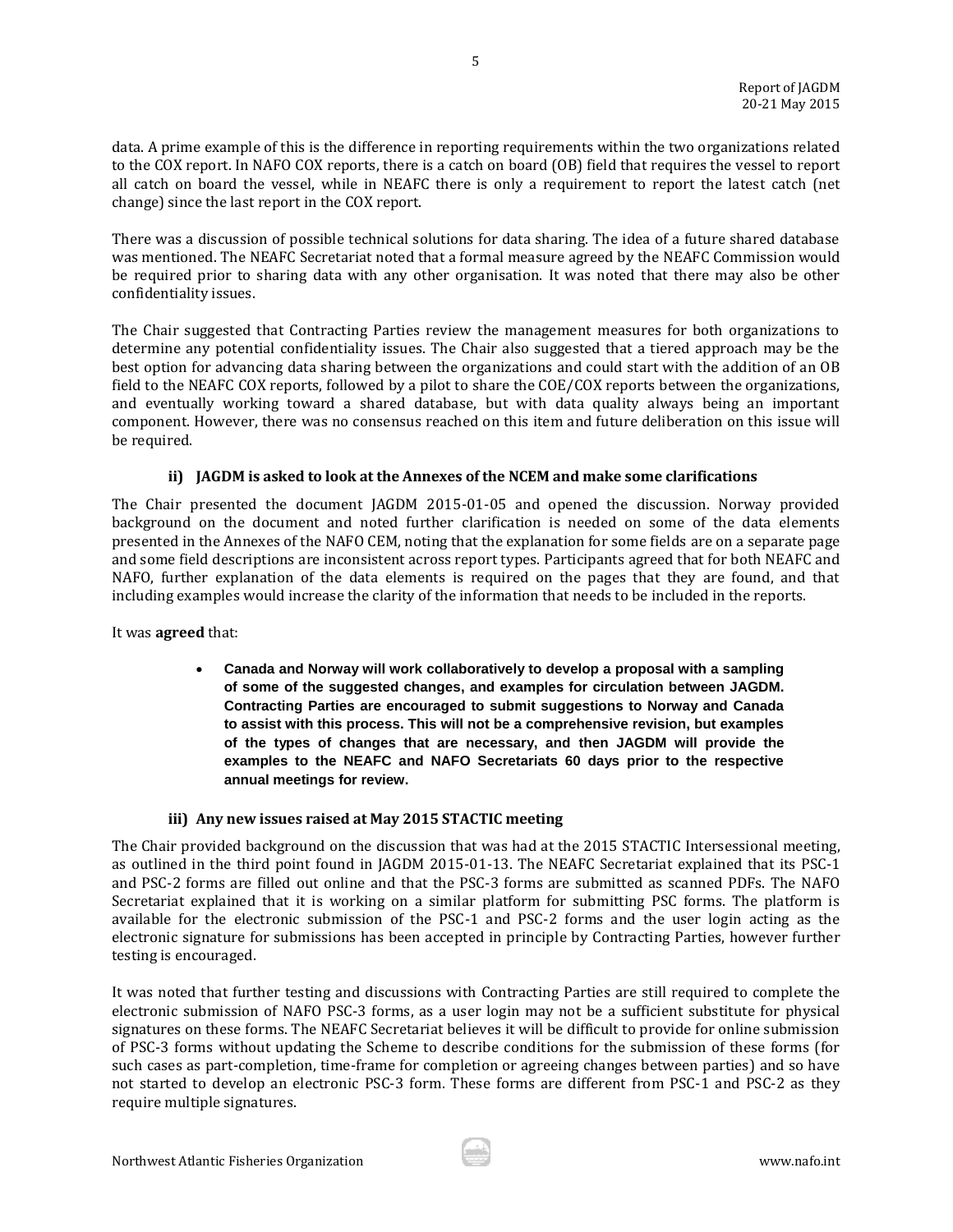data. A prime example of this is the difference in reporting requirements within the two organizations related to the COX report. In NAFO COX reports, there is a catch on board (OB) field that requires the vessel to report all catch on board the vessel, while in NEAFC there is only a requirement to report the latest catch (net change) since the last report in the COX report.

There was a discussion of possible technical solutions for data sharing. The idea of a future shared database was mentioned. The NEAFC Secretariat noted that a formal measure agreed by the NEAFC Commission would be required prior to sharing data with any other organisation. It was noted that there may also be other confidentiality issues.

The Chair suggested that Contracting Parties review the management measures for both organizations to determine any potential confidentiality issues. The Chair also suggested that a tiered approach may be the best option for advancing data sharing between the organizations and could start with the addition of an OB field to the NEAFC COX reports, followed by a pilot to share the COE/COX reports between the organizations, and eventually working toward a shared database, but with data quality always being an important component. However, there was no consensus reached on this item and future deliberation on this issue will be required.

#### ii) JAGDM is asked to look at the Annexes of the NCEM and make some clarifications

The Chair presented the document JAGDM 2015-01-05 and opened the discussion. Norway provided background on the document and noted further clarification is needed on some of the data elements presented in the Annexes of the NAFO CEM, noting that the explanation for some fields are on a separate page and some field descriptions are inconsistent across report types. Participants agreed that for both NEAFC and NAFO, further explanation of the data elements is required on the pages that they are found, and that including examples would increase the clarity of the information that needs to be included in the reports.

It was **agreed** that:

- **Canada and Norway will work collaboratively to develop a proposal with a sampling of some of the suggested changes, and examples for circulation between JAGDM. Contracting Parties are encouraged to submit suggestions to Norway and Canada to assist with this process. This will not be a comprehensive revision, but examples of the types of changes that are necessary, and then JAGDM will provide the examples to the NEAFC and NAFO Secretariats 60 days prior to the respective annual meetings for review.**

#### iii) Any new issues raised at May 2015 STACTIC meeting

The Chair provided background on the discussion that was had at the 2015 STACTIC Intersessional meeting, as outlined in the third point found in JAGDM 2015-01-13. The NEAFC Secretariat explained that its PSC-1 and PSC-2 forms are filled out online and that the PSC-3 forms are submitted as scanned PDFs. The NAFO Secretariat explained that it is working on a similar platform for submitting PSC forms. The platform is available for the electronic submission of the PSC-1 and PSC-2 forms and the user login acting as the electronic signature for submissions has been accepted in principle by Contracting Parties, however further testing is encouraged.

It was noted that further testing and discussions with Contracting Parties are still required to complete the electronic submission of NAFO PSC-3 forms, as a user login may not be a sufficient substitute for physical signatures on these forms. The NEAFC Secretariat believes it will be difficult to provide for online submission of PSC-3 forms without updating the Scheme to describe conditions for the submission of these forms (for such cases as part-completion, time-frame for completion or agreeing changes between parties) and so have not started to develop an electronic PSC-3 form. These forms are different from PSC-1 and PSC-2 as they require multiple signatures.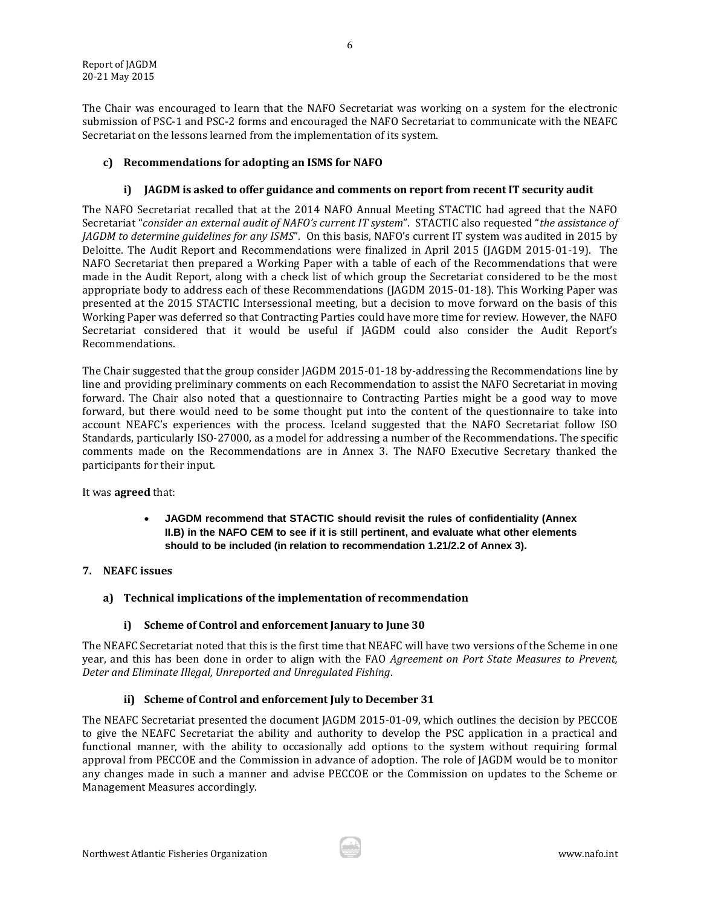The Chair was encouraged to learn that the NAFO Secretariat was working on a system for the electronic submission of PSC-1 and PSC-2 forms and encouraged the NAFO Secretariat to communicate with the NEAFC Secretariat on the lessons learned from the implementation of its system.

### c) Recommendations for adopting an ISMS for NAFO

#### i) JAGDM is asked to offer guidance and comments on report from recent IT security audit

The NAFO Secretariat recalled that at the 2014 NAFO Annual Meeting STACTIC had agreed that the NAFO Secretariat "*consider an external audit of NAFO's current IT system*". STACTIC also requested "*the assistance of JAGDM to determine guidelines for any ISMS*". On this basis, NAFO's current IT system was audited in 2015 by Deloitte. The Audit Report and Recommendations were finalized in April 2015 (JAGDM 2015-01-19). The NAFO Secretariat then prepared a Working Paper with a table of each of the Recommendations that were made in the Audit Report, along with a check list of which group the Secretariat considered to be the most appropriate body to address each of these Recommendations (JAGDM 2015-01-18). This Working Paper was presented at the 2015 STACTIC Intersessional meeting, but a decision to move forward on the basis of this Working Paper was deferred so that Contracting Parties could have more time for review. However, the NAFO Secretariat considered that it would be useful if JAGDM could also consider the Audit Report's Recommendations.

The Chair suggested that the group consider JAGDM 2015-01-18 by-addressing the Recommendations line by line and providing preliminary comments on each Recommendation to assist the NAFO Secretariat in moving forward. The Chair also noted that a questionnaire to Contracting Parties might be a good way to move forward, but there would need to be some thought put into the content of the questionnaire to take into account NEAFC's experiences with the process. Iceland suggested that the NAFO Secretariat follow ISO Standards, particularly ISO-27000, as a model for addressing a number of the Recommendations. The specific comments made on the Recommendations are in Annex 3. The NAFO Executive Secretary thanked the participants for their input.

It was **agreed** that:

- **JAGDM recommend that STACTIC should revisit the rules of confidentiality (Annex II.B) in the NAFO CEM to see if it is still pertinent, and evaluate what other elements should to be included (in relation to recommendation 1.21/2.2 of Annex 3).**

## 7. NEAFC issues

### a) Technical implications of the implementation of recommendation

#### i) Scheme of Control and enforcement January to June 30

The NEAFC Secretariat noted that this is the first time that NEAFC will have two versions of the Scheme in one year, and this has been done in order to align with the FAO *Agreement on Port State Measures to Prevent, Deter and Eliminate Illegal, Unreported and Unregulated Fishing*.

#### ii) Scheme of Control and enforcement July to December 31

The NEAFC Secretariat presented the document JAGDM 2015-01-09, which outlines the decision by PECCOE to give the NEAFC Secretariat the ability and authority to develop the PSC application in a practical and functional manner, with the ability to occasionally add options to the system without requiring formal approval from PECCOE and the Commission in advance of adoption. The role of JAGDM would be to monitor any changes made in such a manner and advise PECCOE or the Commission on updates to the Scheme or Management Measures accordingly.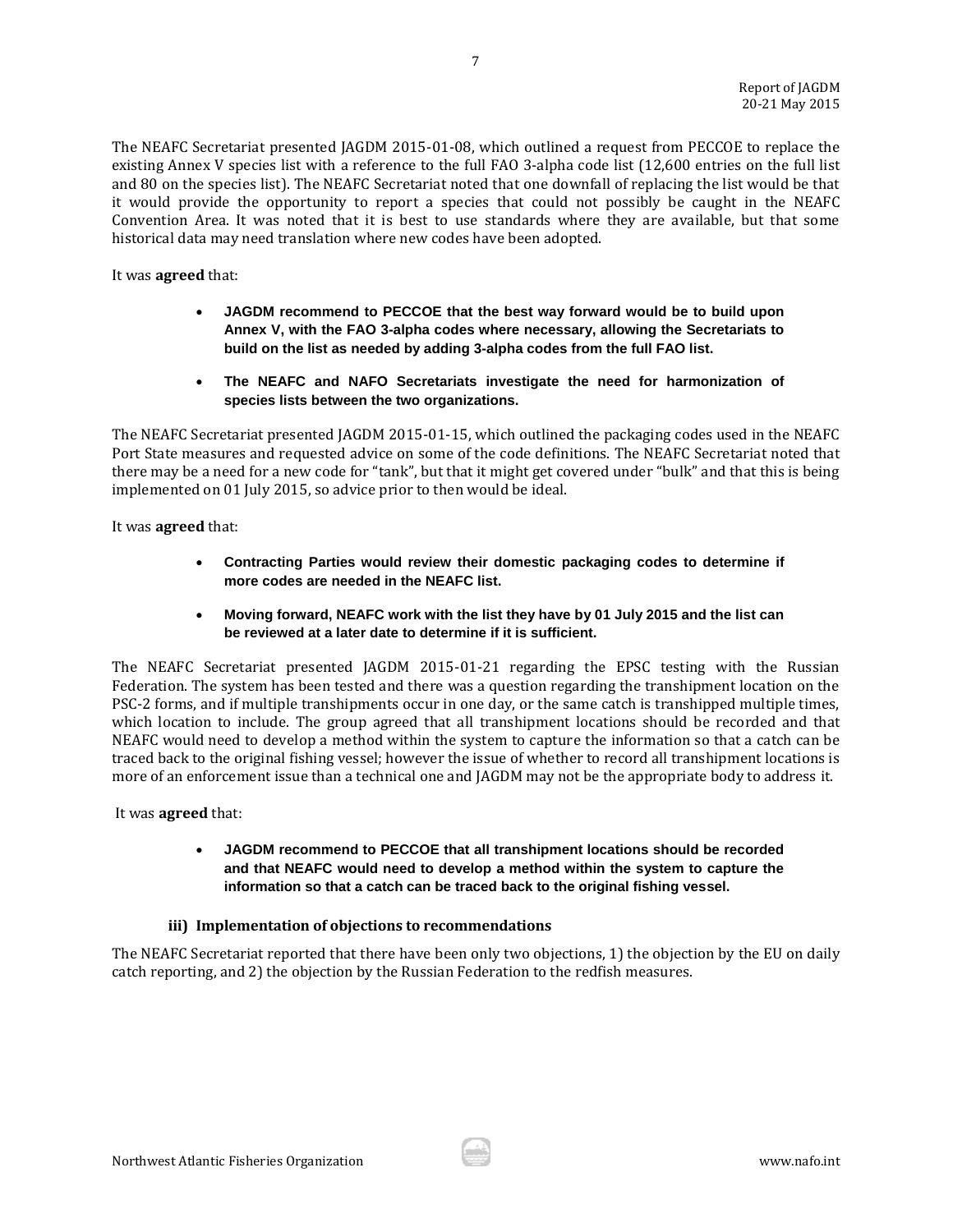The NEAFC Secretariat presented JAGDM 2015-01-08, which outlined a request from PECCOE to replace the existing Annex V species list with a reference to the full FAO 3-alpha code list (12,600 entries on the full list and 80 on the species list). The NEAFC Secretariat noted that one downfall of replacing the list would be that it would provide the opportunity to report a species that could not possibly be caught in the NEAFC Convention Area. It was noted that it is best to use standards where they are available, but that some historical data may need translation where new codes have been adopted.

It was **agreed** that:

- **JAGDM recommend to PECCOE that the best way forward would be to build upon Annex V, with the FAO 3-alpha codes where necessary, allowing the Secretariats to build on the list as needed by adding 3-alpha codes from the full FAO list.**
- **The NEAFC and NAFO Secretariats investigate the need for harmonization of species lists between the two organizations.**

The NEAFC Secretariat presented JAGDM 2015-01-15, which outlined the packaging codes used in the NEAFC Port State measures and requested advice on some of the code definitions. The NEAFC Secretariat noted that there may be a need for a new code for "tank", but that it might get covered under "bulk" and that this is being implemented on 01 July 2015, so advice prior to then would be ideal.

It was **agreed** that:

- **Contracting Parties would review their domestic packaging codes to determine if more codes are needed in the NEAFC list.**
- **Moving forward, NEAFC work with the list they have by 01 July 2015 and the list can be reviewed at a later date to determine if it is sufficient.**

The NEAFC Secretariat presented JAGDM 2015-01-21 regarding the EPSC testing with the Russian Federation. The system has been tested and there was a question regarding the transhipment location on the PSC-2 forms, and if multiple transhipments occur in one day, or the same catch is transhipped multiple times, which location to include. The group agreed that all transhipment locations should be recorded and that NEAFC would need to develop a method within the system to capture the information so that a catch can be traced back to the original fishing vessel; however the issue of whether to record all transhipment locations is more of an enforcement issue than a technical one and JAGDM may not be the appropriate body to address it.

It was **agreed** that:

- **JAGDM recommend to PECCOE that all transhipment locations should be recorded and that NEAFC would need to develop a method within the system to capture the information so that a catch can be traced back to the original fishing vessel.**

### iii) Implementation of objections to recommendations

The NEAFC Secretariat reported that there have been only two objections, 1) the objection by the EU on daily catch reporting, and 2) the objection by the Russian Federation to the redfish measures.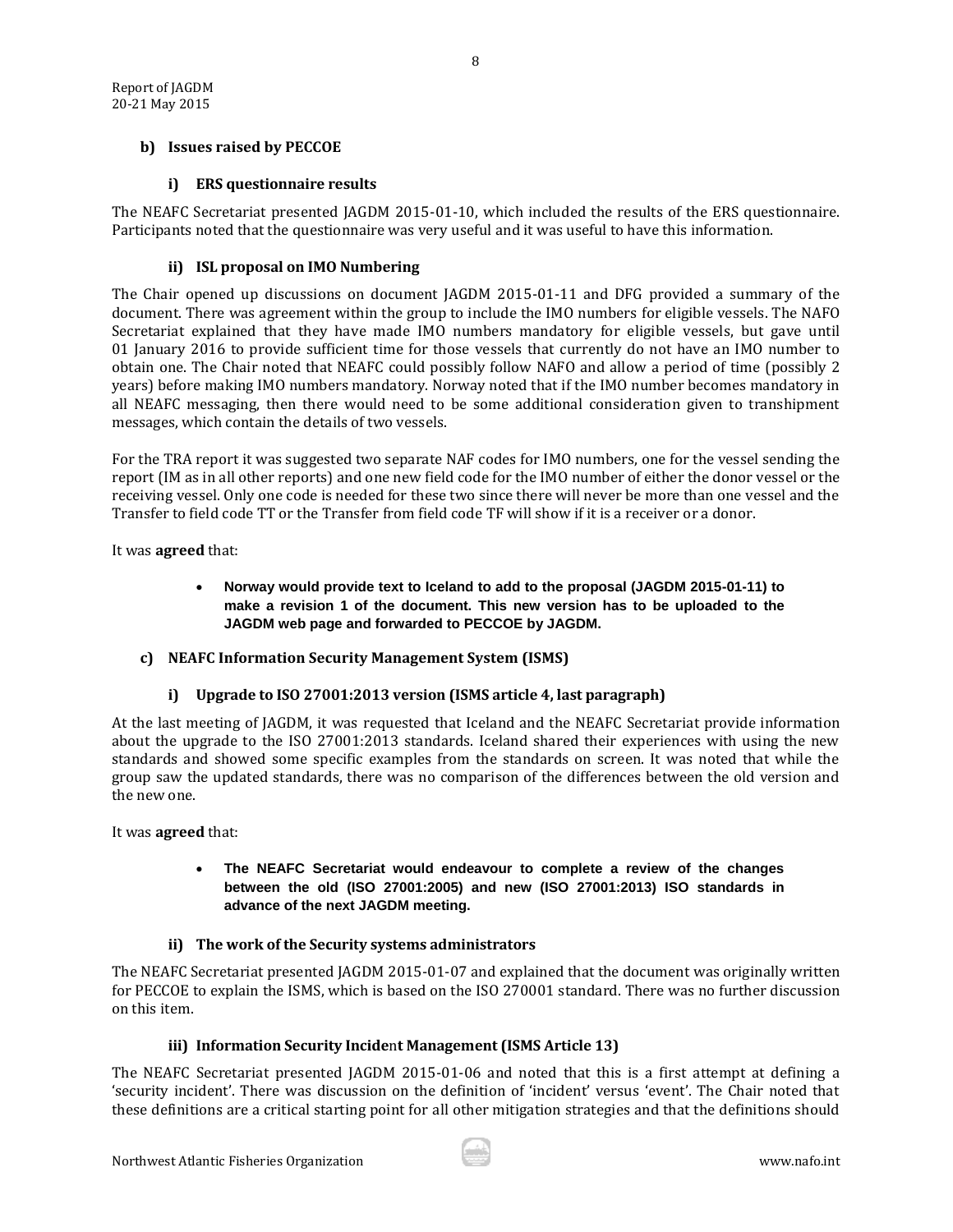## b) Issues raised by PECCOE

### i) ERS questionnaire results

The NEAFC Secretariat presented JAGDM 2015-01-10, which included the results of the ERS questionnaire. Participants noted that the questionnaire was very useful and it was useful to have this information.

### ii) ISL proposal on IMO Numbering

The Chair opened up discussions on document JAGDM 2015-01-11 and DFG provided a summary of the document. There was agreement within the group to include the IMO numbers for eligible vessels. The NAFO Secretariat explained that they have made IMO numbers mandatory for eligible vessels, but gave until 01 January 2016 to provide sufficient time for those vessels that currently do not have an IMO number to obtain one. The Chair noted that NEAFC could possibly follow NAFO and allow a period of time (possibly 2 years) before making IMO numbers mandatory. Norway noted that if the IMO number becomes mandatory in all NEAFC messaging, then there would need to be some additional consideration given to transhipment messages, which contain the details of two vessels.

For the TRA report it was suggested two separate NAF codes for IMO numbers, one for the vessel sending the report (IM as in all other reports) and one new field code for the IMO number of either the donor vessel or the receiving vessel. Only one code is needed for these two since there will never be more than one vessel and the Transfer to field code TT or the Transfer from field code TF will show if it is a receiver or a donor.

It was **agreed** that:

- **Norway would provide text to Iceland to add to the proposal (JAGDM 2015-01-11) to make a revision 1 of the document. This new version has to be uploaded to the JAGDM web page and forwarded to PECCOE by JAGDM.**

## c) NEAFC Information Security Management System (ISMS)

### i) Upgrade to ISO 27001:2013 version (ISMS article 4, last paragraph)

At the last meeting of JAGDM, it was requested that Iceland and the NEAFC Secretariat provide information about the upgrade to the ISO 27001:2013 standards. Iceland shared their experiences with using the new standards and showed some specific examples from the standards on screen. It was noted that while the group saw the updated standards, there was no comparison of the differences between the old version and the new one.

It was **agreed** that:

- **The NEAFC Secretariat would endeavour to complete a review of the changes between the old (ISO 27001:2005) and new (ISO 27001:2013) ISO standards in advance of the next JAGDM meeting.**

### ii) The work of the Security systems administrators

The NEAFC Secretariat presented JAGDM 2015-01-07 and explained that the document was originally written for PECCOE to explain the ISMS, which is based on the ISO 270001 standard. There was no further discussion on this item.

### iii) Information Security Incident Management (ISMS Article 13)

The NEAFC Secretariat presented JAGDM 2015-01-06 and noted that this is a first attempt at defining a 'security incident'. There was discussion on the definition of 'incident' versus 'event'. The Chair noted that these definitions are a critical starting point for all other mitigation strategies and that the definitions should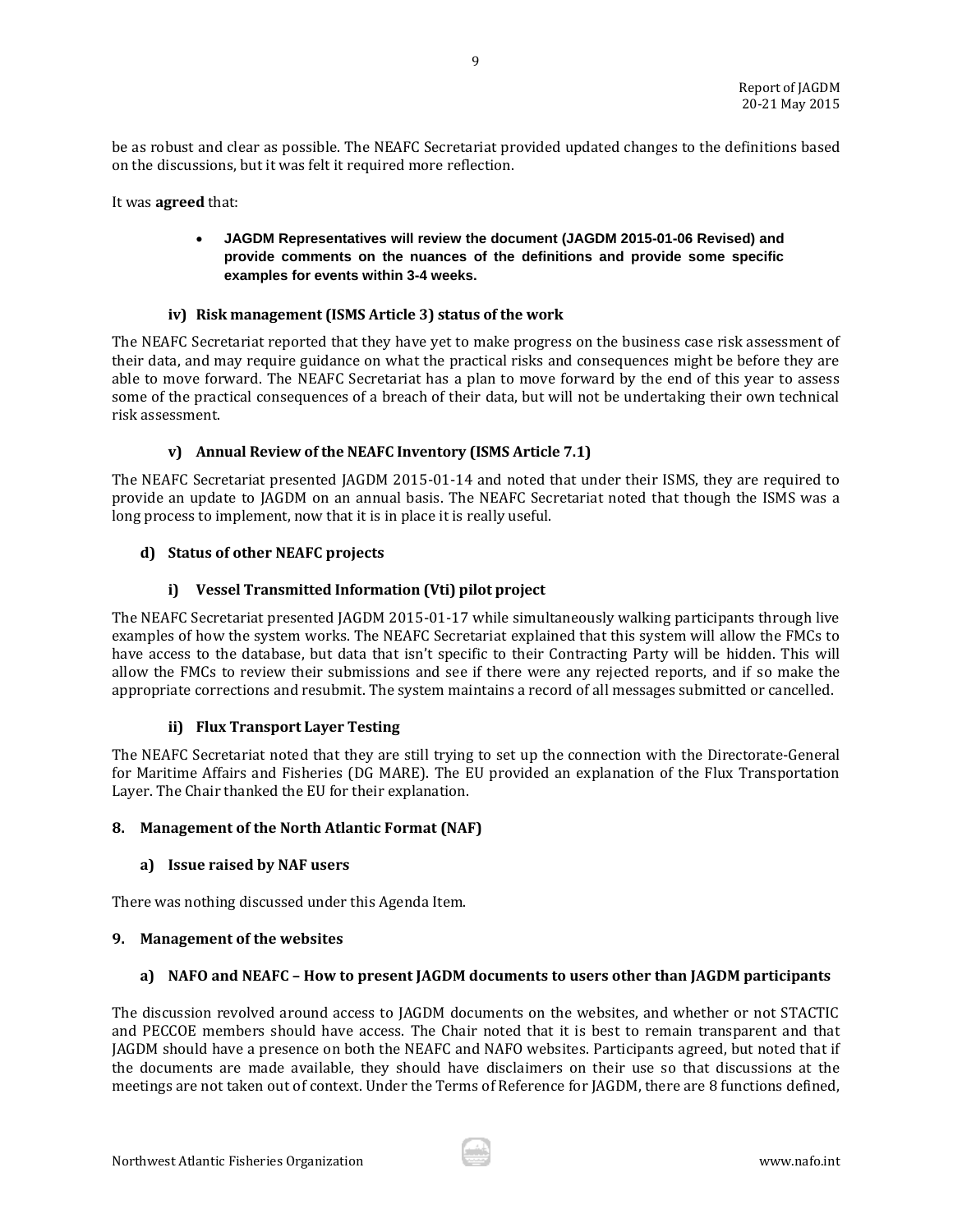be as robust and clear as possible. The NEAFC Secretariat provided updated changes to the definitions based on the discussions, but it was felt it required more reflection.

It was **agreed** that:

- **JAGDM Representatives will review the document (JAGDM 2015-01-06 Revised) and provide comments on the nuances of the definitions and provide some specific examples for events within 3-4 weeks.**

#### iv) Risk management (ISMS Article 3) status of the work

The NEAFC Secretariat reported that they have yet to make progress on the business case risk assessment of their data, and may require guidance on what the practical risks and consequences might be before they are able to move forward. The NEAFC Secretariat has a plan to move forward by the end of this year to assess some of the practical consequences of a breach of their data, but will not be undertaking their own technical risk assessment.

#### v) Annual Review of the NEAFC Inventory (ISMS Article 7.1)

The NEAFC Secretariat presented JAGDM 2015-01-14 and noted that under their ISMS, they are required to provide an update to JAGDM on an annual basis. The NEAFC Secretariat noted that though the ISMS was a long process to implement, now that it is in place it is really useful.

### d) Status of other NEAFC projects

#### i) Vessel Transmitted Information (Vti) pilot project

The NEAFC Secretariat presented JAGDM 2015-01-17 while simultaneously walking participants through live examples of how the system works. The NEAFC Secretariat explained that this system will allow the FMCs to have access to the database, but data that isn't specific to their Contracting Party will be hidden. This will allow the FMCs to review their submissions and see if there were any rejected reports, and if so make the appropriate corrections and resubmit. The system maintains a record of all messages submitted or cancelled.

#### ii) Flux Transport Layer Testing

The NEAFC Secretariat noted that they are still trying to set up the connection with the Directorate-General for Maritime Affairs and Fisheries (DG MARE). The EU provided an explanation of the Flux Transportation Layer. The Chair thanked the EU for their explanation.

## 8. Management of the North Atlantic Format (NAF)

### a) Issue raised by NAF users

There was nothing discussed under this Agenda Item.

## 9. Management of the websites

### a) NAFO and NEAFC – How to present JAGDM documents to users other than JAGDM participants

The discussion revolved around access to JAGDM documents on the websites, and whether or not STACTIC and PECCOE members should have access. The Chair noted that it is best to remain transparent and that JAGDM should have a presence on both the NEAFC and NAFO websites. Participants agreed, but noted that if the documents are made available, they should have disclaimers on their use so that discussions at the meetings are not taken out of context. Under the Terms of Reference for JAGDM, there are 8 functions defined,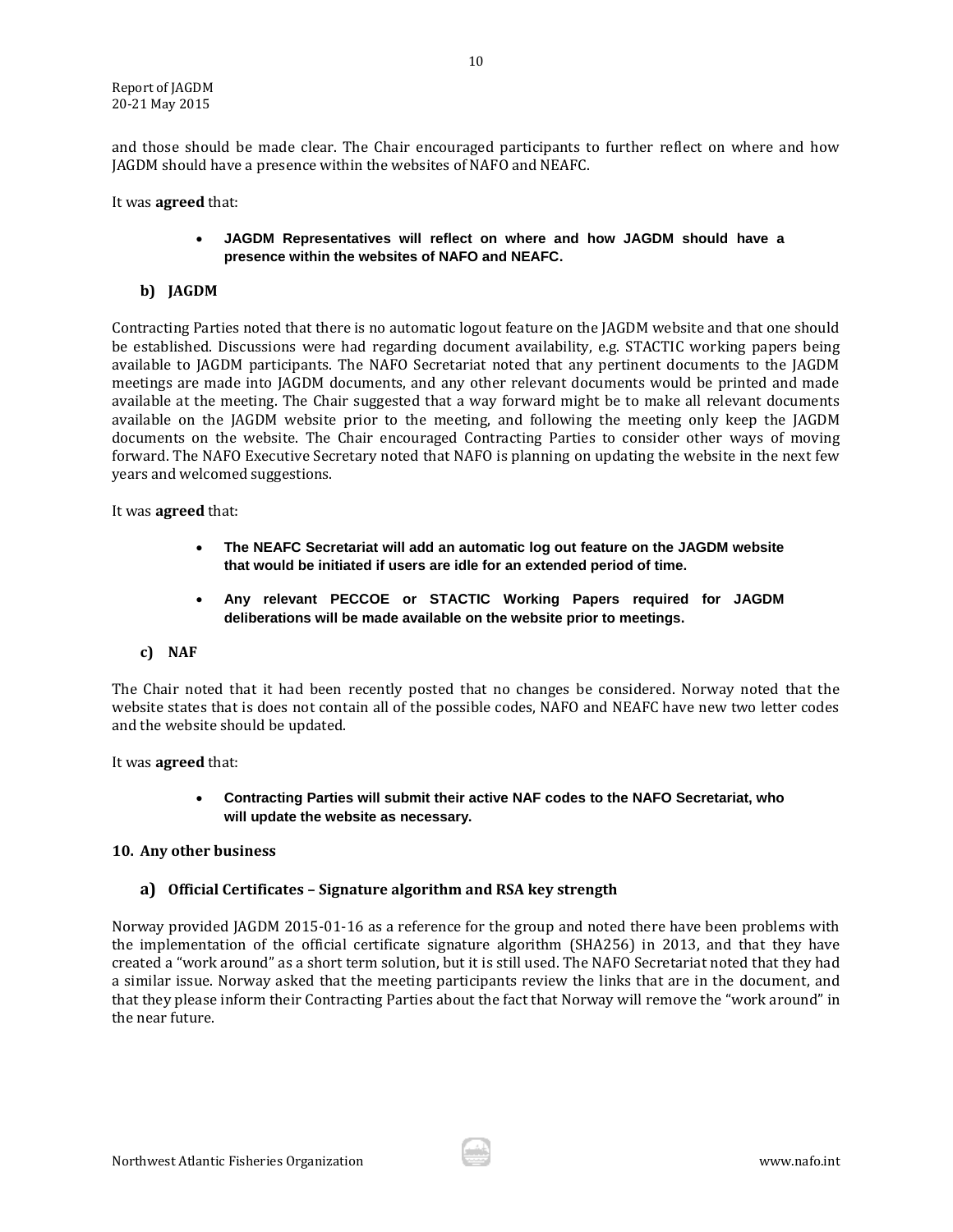and those should be made clear. The Chair encouraged participants to further reflect on where and how JAGDM should have a presence within the websites of NAFO and NEAFC.

It was **agreed** that:

- **JAGDM Representatives will reflect on where and how JAGDM should have a presence within the websites of NAFO and NEAFC.**

### b) JAGDM

Contracting Parties noted that there is no automatic logout feature on the JAGDM website and that one should be established. Discussions were had regarding document availability, e.g. STACTIC working papers being available to JAGDM participants. The NAFO Secretariat noted that any pertinent documents to the JAGDM meetings are made into JAGDM documents, and any other relevant documents would be printed and made available at the meeting. The Chair suggested that a way forward might be to make all relevant documents available on the JAGDM website prior to the meeting, and following the meeting only keep the JAGDM documents on the website. The Chair encouraged Contracting Parties to consider other ways of moving forward. The NAFO Executive Secretary noted that NAFO is planning on updating the website in the next few years and welcomed suggestions.

It was **agreed** that:

- **The NEAFC Secretariat will add an automatic log out feature on the JAGDM website that would be initiated if users are idle for an extended period of time.**
- **Any relevant PECCOE or STACTIC Working Papers required for JAGDM deliberations will be made available on the website prior to meetings.**

### c) NAF

The Chair noted that it had been recently posted that no changes be considered. Norway noted that the website states that is does not contain all of the possible codes, NAFO and NEAFC have new two letter codes and the website should be updated.

It was **agreed** that:

- **Contracting Parties will submit their active NAF codes to the NAFO Secretariat, who will update the website as necessary.**

## 10. Any other business

### a) Official Certificates – Signature algorithm and RSA key strength

Norway provided JAGDM 2015-01-16 as a reference for the group and noted there have been problems with the implementation of the official certificate signature algorithm (SHA256) in 2013, and that they have created a "work around" as a short term solution, but it is still used. The NAFO Secretariat noted that they had a similar issue. Norway asked that the meeting participants review the links that are in the document, and that they please inform their Contracting Parties about the fact that Norway will remove the "work around" in the near future.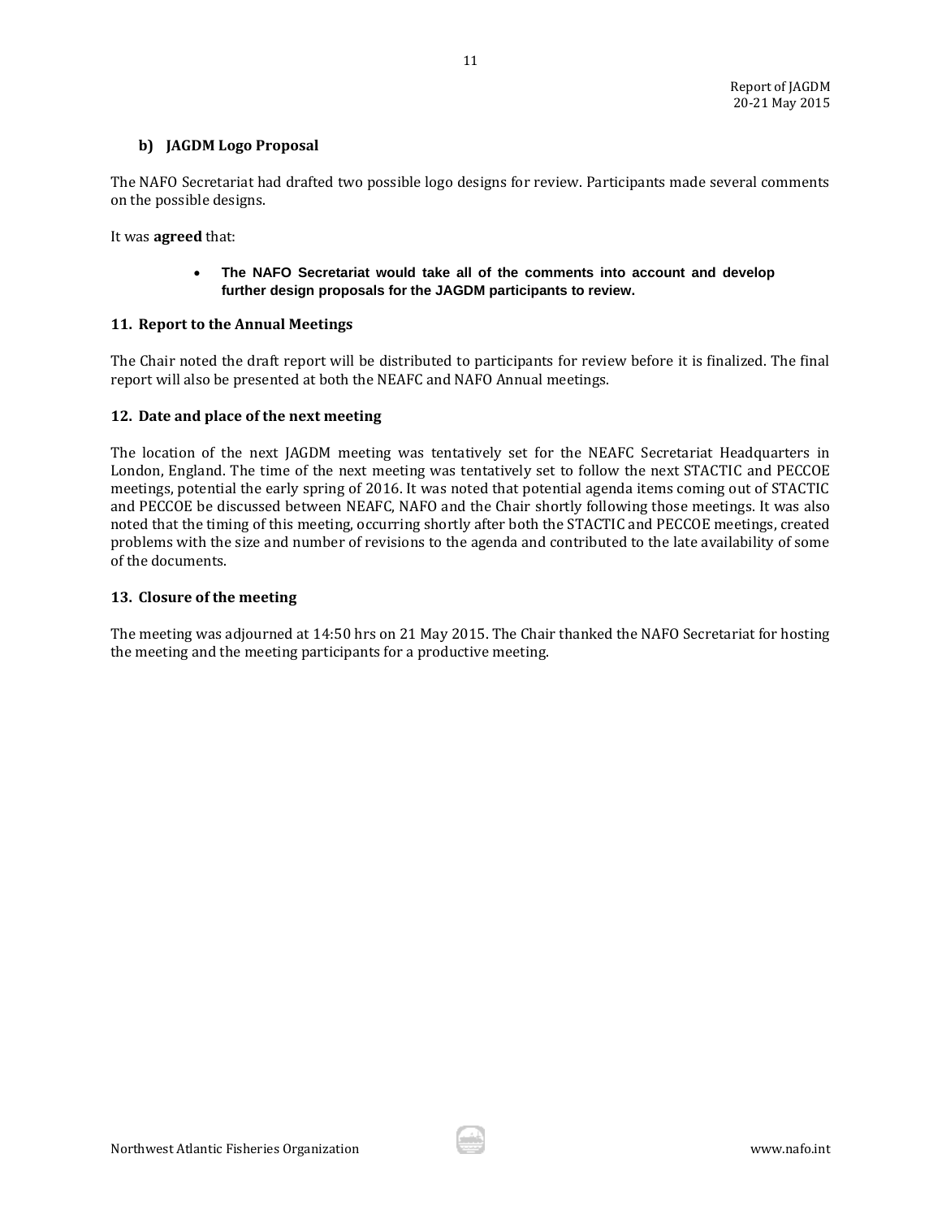### b) JAGDM Logo Proposal

The NAFO Secretariat had drafted two possible logo designs for review. Participants made several comments on the possible designs.

It was **agreed** that:

- **The NAFO Secretariat would take all of the comments into account and develop further design proposals for the JAGDM participants to review.**

## 11. Report to the Annual Meetings

The Chair noted the draft report will be distributed to participants for review before it is finalized. The final report will also be presented at both the NEAFC and NAFO Annual meetings.

## 12. Date and place of the next meeting

The location of the next JAGDM meeting was tentatively set for the NEAFC Secretariat Headquarters in London, England. The time of the next meeting was tentatively set to follow the next STACTIC and PECCOE meetings, potential the early spring of 2016. It was noted that potential agenda items coming out of STACTIC and PECCOE be discussed between NEAFC, NAFO and the Chair shortly following those meetings. It was also noted that the timing of this meeting, occurring shortly after both the STACTIC and PECCOE meetings, created problems with the size and number of revisions to the agenda and contributed to the late availability of some of the documents.

## 13. Closure of the meeting

The meeting was adjourned at 14:50 hrs on 21 May 2015. The Chair thanked the NAFO Secretariat for hosting the meeting and the meeting participants for a productive meeting.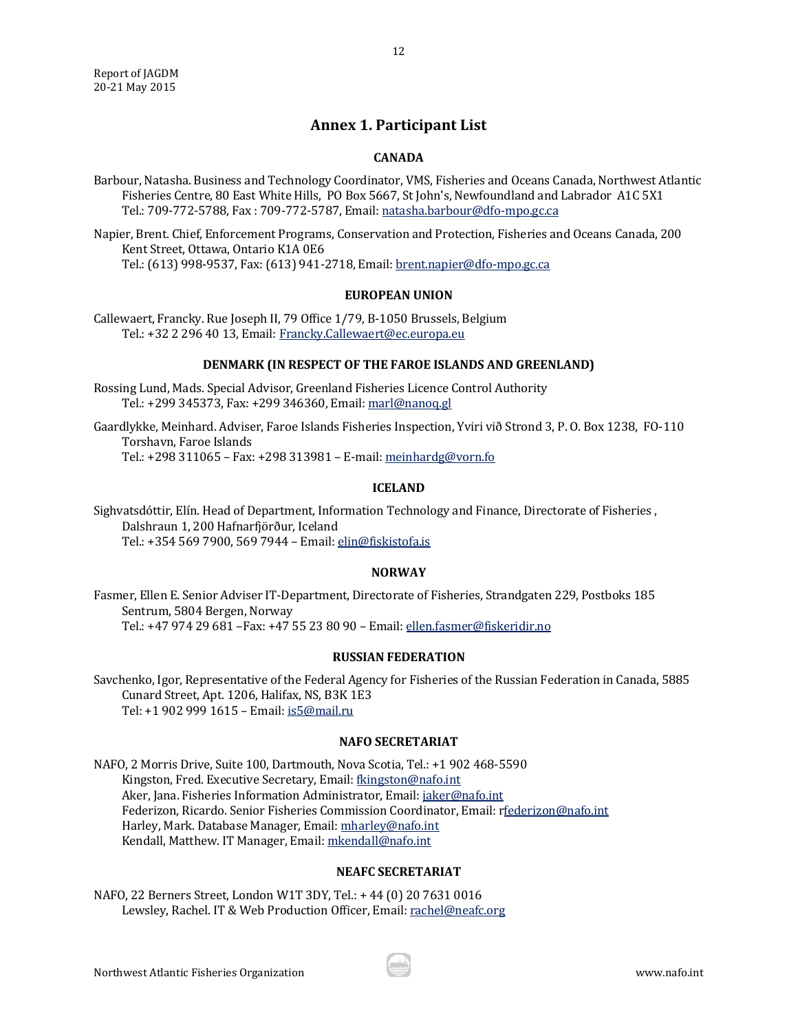# Annex 1. Participant List

### CANADA

Barbour, Natasha. Business and Technology Coordinator, VMS, Fisheries and Oceans Canada, Northwest Atlantic Fisheries Centre, 80 East White Hills, PO Box 5667, St John's, Newfoundland and Labrador A1C 5X1
Tel.: 709-772-5788, Fax : 709-772-5787, Email: natasha.barbour@dfo-mpo.gc.ca

Napier, Brent. Chief, Enforcement Programs, Conservation and Protection, Fisheries and Oceans Canada, 200 Kent Street, Ottawa, Ontario K1A 0E6
Tel.: (613) 998-9537, Fax: (613) 941-2718, Email: brent.napier@dfo-mpo.gc.ca

### EUROPEAN UNION

Callewaert, Francky. Rue Joseph II, 79 Office 1/79, B-1050 Brussels, Belgium
Tel.: +32 2 296 40 13, Email: Francky.Callewaert@ec.europa.eu

### DENMARK (IN RESPECT OF THE FAROE ISLANDS AND GREENLAND)

Rossing Lund, Mads. Special Advisor, Greenland Fisheries Licence Control Authority
Tel.: +299 345373, Fax: +299 346360, Email: marl@nanoq.gl

Gaardlykke, Meinhard. Adviser, Faroe Islands Fisheries Inspection, Yviri við Strond 3, P. O. Box 1238, FO-110 Torshavn, Faroe Islands
Tel.: +298 311065 – Fax: +298 313981 – E-mail: meinhardg@vorn.fo

### ICELAND

Sighvatsdóttir, Elín. Head of Department, Information Technology and Finance, Directorate of Fisheries , Dalshraun 1, 200 Hafnarfjörður, Iceland
Tel.: +354 569 7900, 569 7944 – Email: elin@fiskistofa.is

### NORWAY

Fasmer, Ellen E. Senior Adviser IT-Department, Directorate of Fisheries, Strandgaten 229, Postboks 185 Sentrum, 5804 Bergen, Norway
Tel.: +47 974 29 681 –Fax: +47 55 23 80 90 – Email: ellen.fasmer@fiskeridir.no

### RUSSIAN FEDERATION

Savchenko, Igor, Representative of the Federal Agency for Fisheries of the Russian Federation in Canada, 5885 Cunard Street, Apt. 1206, Halifax, NS, B3K 1E3
Tel: +1 902 999 1615 – Email: is5@mail.ru

### NAFO SECRETARIAT

NAFO, 2 Morris Drive, Suite 100, Dartmouth, Nova Scotia, Tel.: +1 902 468-5590
Kingston, Fred. Executive Secretary, Email: fkingston@nafo.int
Aker, Jana. Fisheries Information Administrator, Email: jaker@nafo.int
Federizon, Ricardo. Senior Fisheries Commission Coordinator, Email: rfederizon@nafo.int
Harley, Mark. Database Manager, Email: mharley@nafo.int
Kendall, Matthew. IT Manager, Email: mkendall@nafo.int

### NEAFC SECRETARIAT

NAFO, 22 Berners Street, London W1T 3DY, Tel.: + 44 (0) 20 7631 0016
Lewsley, Rachel. IT & Web Production Officer, Email: rachel@neafc.org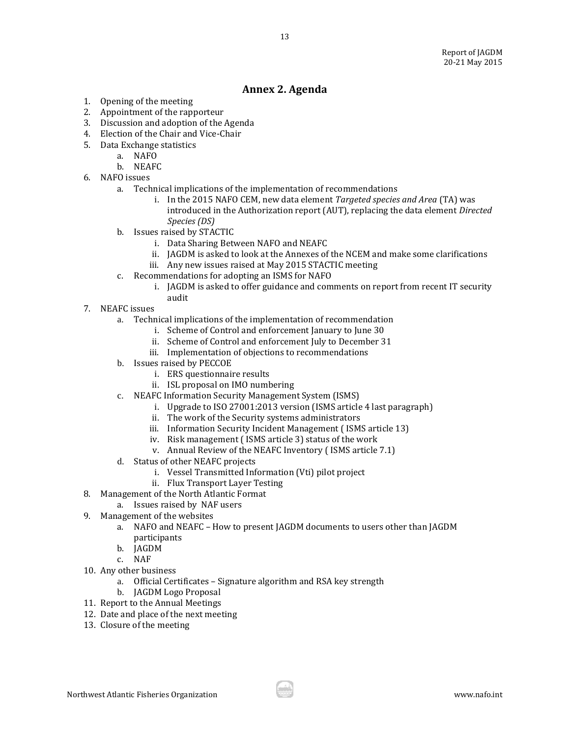## Annex 2. Agenda

1. Opening of the meeting
2. Appointment of the rapporteur
3. Discussion and adoption of the Agenda
4. Election of the Chair and Vice-Chair
5. Data Exchange statistics
    a. NAFO
    b. NEAFC
6. NAFO issues
    a. Technical implications of the implementation of recommendations
        i. In the 2015 NAFO CEM, new data element *Targeted species and Area* (TA) was introduced in the Authorization report (AUT), replacing the data element *Directed Species (DS)*
    b. Issues raised by STACTIC
        i. Data Sharing Between NAFO and NEAFC
        ii. JAGDM is asked to look at the Annexes of the NCEM and make some clarifications
        iii. Any new issues raised at May 2015 STACTIC meeting
    c. Recommendations for adopting an ISMS for NAFO
        i. JAGDM is asked to offer guidance and comments on report from recent IT security audit
7. NEAFC issues
    a. Technical implications of the implementation of recommendation
        i. Scheme of Control and enforcement January to June 30
        ii. Scheme of Control and enforcement July to December 31
        iii. Implementation of objections to recommendations
    b. Issues raised by PECCOE
        i. ERS questionnaire results
        ii. ISL proposal on IMO numbering
    c. NEAFC Information Security Management System (ISMS)
        i. Upgrade to ISO 27001:2013 version (ISMS article 4 last paragraph)
        ii. The work of the Security systems administrators
        iii. Information Security Incident Management ( ISMS article 13)
        iv. Risk management ( ISMS article 3) status of the work
        v. Annual Review of the NEAFC Inventory ( ISMS article 7.1)
    d. Status of other NEAFC projects
        i. Vessel Transmitted Information (Vti) pilot project
        ii. Flux Transport Layer Testing
8. Management of the North Atlantic Format
    a. Issues raised by NAF users
9. Management of the websites
    a. NAFO and NEAFC – How to present JAGDM documents to users other than JAGDM participants
    b. JAGDM
    c. NAF
10. Any other business
    a. Official Certificates – Signature algorithm and RSA key strength
    b. JAGDM Logo Proposal
11. Report to the Annual Meetings
12. Date and place of the next meeting
13. Closure of the meeting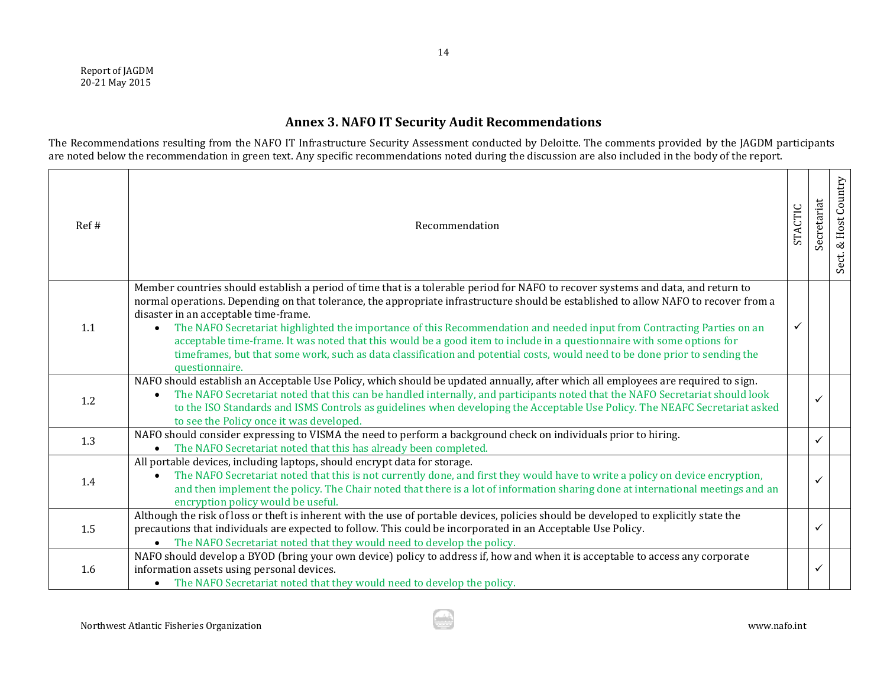# Annex 3. NAFO IT Security Audit Recommendations

The Recommendations resulting from the NAFO IT Infrastructure Security Assessment conducted by Deloitte. The comments provided by the JAGDM participants are noted below the recommendation in green text. Any specific recommendations noted during the discussion are also included in the body of the report.

| Ref # | Recommendation | STACTIC | Secretariat | Sect. & Host Country |
|---|---|---|---|---|
| 1.1 | Member countries should establish a period of time that is a tolerable period for NAFO to recover systems and data, and return to normal operations. Depending on that tolerance, the appropriate infrastructure should be established to allow NAFO to recover from a disaster in an acceptable time-frame.<br>• The NAFO Secretariat highlighted the importance of this Recommendation and needed input from Contracting Parties on an acceptable time-frame. It was noted that this would be a good item to include in a questionnaire with some options for timeframes, but that some work, such as data classification and potential costs, would need to be done prior to sending the questionnaire. | ✓ | | |
| 1.2 | NAFO should establish an Acceptable Use Policy, which should be updated annually, after which all employees are required to sign.<br>• The NAFO Secretariat noted that this can be handled internally, and participants noted that the NAFO Secretariat should look to the ISO Standards and ISMS Controls as guidelines when developing the Acceptable Use Policy. The NEAFC Secretariat asked to see the Policy once it was developed. | | ✓ | |
| 1.3 | NAFO should consider expressing to VISMA the need to perform a background check on individuals prior to hiring.<br>• The NAFO Secretariat noted that this has already been completed. | | ✓ | |
| 1.4 | All portable devices, including laptops, should encrypt data for storage.<br>• The NAFO Secretariat noted that this is not currently done, and first they would have to write a policy on device encryption, and then implement the policy. The Chair noted that there is a lot of information sharing done at international meetings and an encryption policy would be useful. | | ✓ | |
| 1.5 | Although the risk of loss or theft is inherent with the use of portable devices, policies should be developed to explicitly state the precautions that individuals are expected to follow. This could be incorporated in an Acceptable Use Policy.<br>• The NAFO Secretariat noted that they would need to develop the policy. | | ✓ | |
| 1.6 | NAFO should develop a BYOD (bring your own device) policy to address if, how and when it is acceptable to access any corporate information assets using personal devices.<br>• The NAFO Secretariat noted that they would need to develop the policy. | | ✓ | |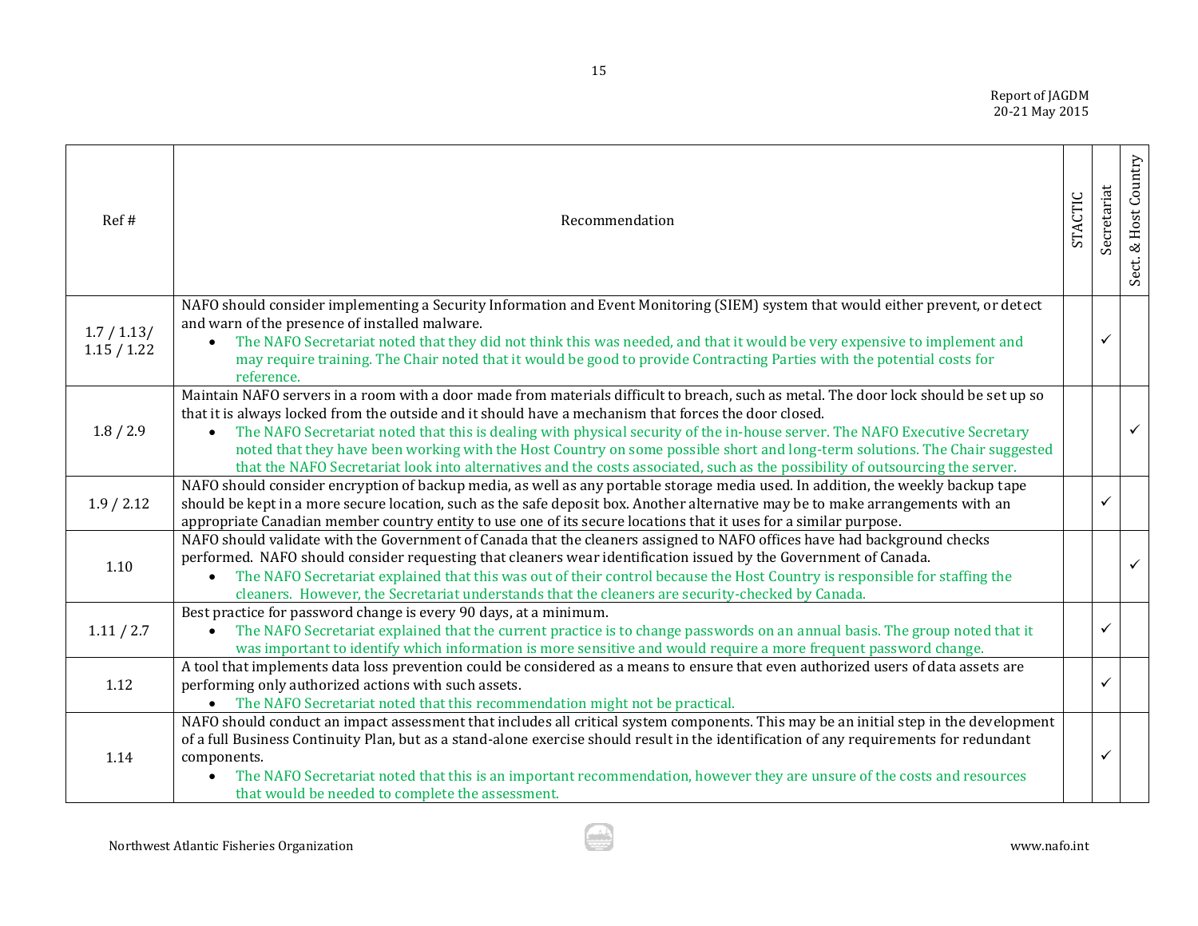| Ref # | Recommendation | STACTIC | Secretariat | Sect. & Host Country |
|---|---|---|---|---|
| 1.7 / 1.13/ 1.15 / 1.22 | NAFO should consider implementing a Security Information and Event Monitoring (SIEM) system that would either prevent, or detect and warn of the presence of installed malware.<br>• The NAFO Secretariat noted that they did not think this was needed, and that it would be very expensive to implement and may require training. The Chair noted that it would be good to provide Contracting Parties with the potential costs for reference. | | ✓ | |
| 1.8 / 2.9 | Maintain NAFO servers in a room with a door made from materials difficult to breach, such as metal. The door lock should be set up so that it is always locked from the outside and it should have a mechanism that forces the door closed.<br>• The NAFO Secretariat noted that this is dealing with physical security of the in-house server. The NAFO Executive Secretary noted that they have been working with the Host Country on some possible short and long-term solutions. The Chair suggested that the NAFO Secretariat look into alternatives and the costs associated, such as the possibility of outsourcing the server. | | | ✓ |
| 1.9 / 2.12 | NAFO should consider encryption of backup media, as well as any portable storage media used. In addition, the weekly backup tape should be kept in a more secure location, such as the safe deposit box. Another alternative may be to make arrangements with an appropriate Canadian member country entity to use one of its secure locations that it uses for a similar purpose. | | ✓ | |
| 1.10 | NAFO should validate with the Government of Canada that the cleaners assigned to NAFO offices have had background checks performed. NAFO should consider requesting that cleaners wear identification issued by the Government of Canada.<br>• The NAFO Secretariat explained that this was out of their control because the Host Country is responsible for staffing the cleaners. However, the Secretariat understands that the cleaners are security-checked by Canada. | | | ✓ |
| 1.11 / 2.7 | Best practice for password change is every 90 days, at a minimum.<br>• The NAFO Secretariat explained that the current practice is to change passwords on an annual basis. The group noted that it was important to identify which information is more sensitive and would require a more frequent password change. | | ✓ | |
| 1.12 | A tool that implements data loss prevention could be considered as a means to ensure that even authorized users of data assets are performing only authorized actions with such assets.<br>• The NAFO Secretariat noted that this recommendation might not be practical. | | ✓ | |
| 1.14 | NAFO should conduct an impact assessment that includes all critical system components. This may be an initial step in the development of a full Business Continuity Plan, but as a stand-alone exercise should result in the identification of any requirements for redundant components.<br>• The NAFO Secretariat noted that this is an important recommendation, however they are unsure of the costs and resources that would be needed to complete the assessment. | | ✓ | |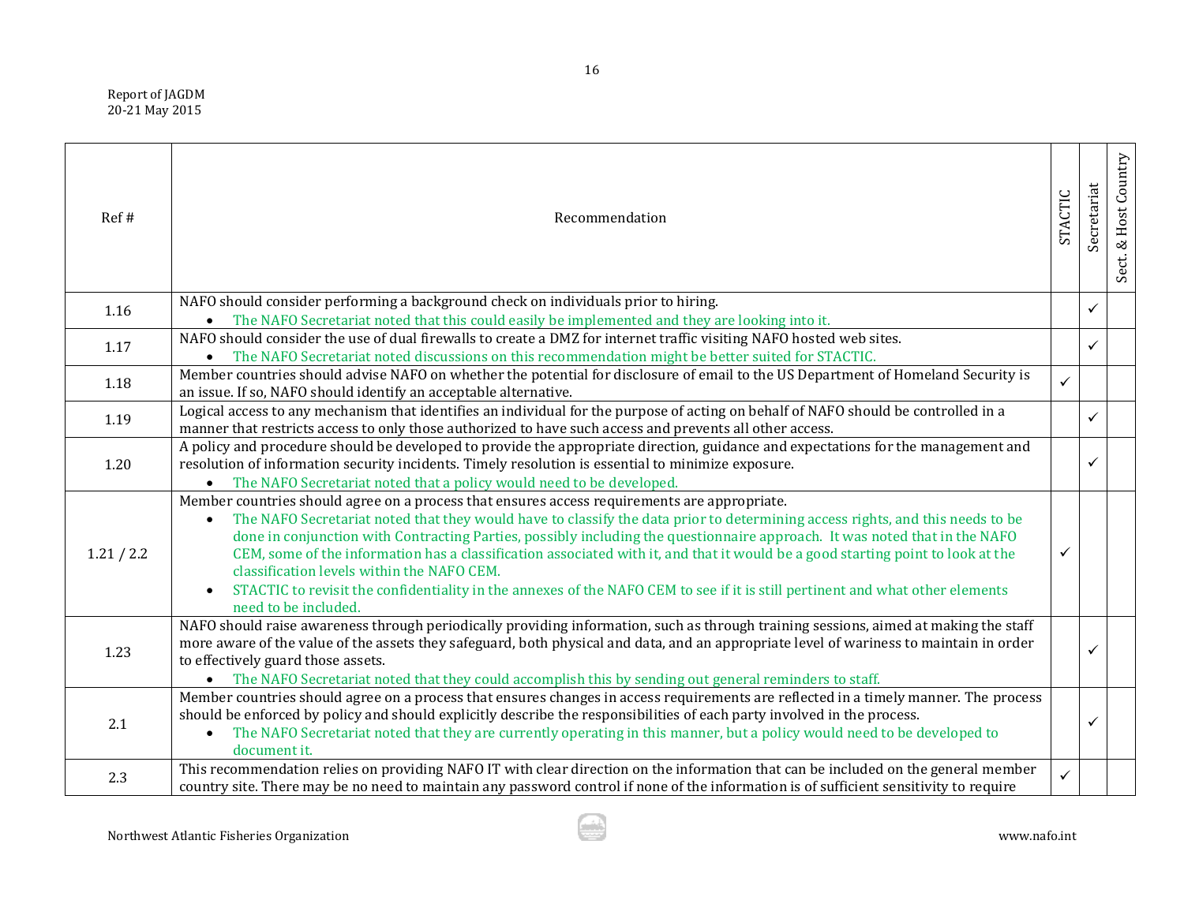| Ref # | Recommendation | STACTIC | Secretariat | Sect. & Host Country |
|---|---|---|---|---|
| 1.16 | NAFO should consider performing a background check on individuals prior to hiring.<br>• The NAFO Secretariat noted that this could easily be implemented and they are looking into it. | | ✓ | |
| 1.17 | NAFO should consider the use of dual firewalls to create a DMZ for internet traffic visiting NAFO hosted web sites.<br>• The NAFO Secretariat noted discussions on this recommendation might be better suited for STACTIC. | | ✓ | |
| 1.18 | Member countries should advise NAFO on whether the potential for disclosure of email to the US Department of Homeland Security is an issue. If so, NAFO should identify an acceptable alternative. | ✓ | | |
| 1.19 | Logical access to any mechanism that identifies an individual for the purpose of acting on behalf of NAFO should be controlled in a manner that restricts access to only those authorized to have such access and prevents all other access. | | ✓ | |
| 1.20 | A policy and procedure should be developed to provide the appropriate direction, guidance and expectations for the management and resolution of information security incidents. Timely resolution is essential to minimize exposure.<br>• The NAFO Secretariat noted that a policy would need to be developed. | | ✓ | |
| 1.21 / 2.2 | Member countries should agree on a process that ensures access requirements are appropriate.<br>• The NAFO Secretariat noted that they would have to classify the data prior to determining access rights, and this needs to be done in conjunction with Contracting Parties, possibly including the questionnaire approach. It was noted that in the NAFO CEM, some of the information has a classification associated with it, and that it would be a good starting point to look at the classification levels within the NAFO CEM.<br>• STACTIC to revisit the confidentiality in the annexes of the NAFO CEM to see if it is still pertinent and what other elements need to be included. | ✓ | | |
| 1.23 | NAFO should raise awareness through periodically providing information, such as through training sessions, aimed at making the staff more aware of the value of the assets they safeguard, both physical and data, and an appropriate level of wariness to maintain in order to effectively guard those assets.<br>• The NAFO Secretariat noted that they could accomplish this by sending out general reminders to staff. | | ✓ | |
| 2.1 | Member countries should agree on a process that ensures changes in access requirements are reflected in a timely manner. The process should be enforced by policy and should explicitly describe the responsibilities of each party involved in the process.<br>• The NAFO Secretariat noted that they are currently operating in this manner, but a policy would need to be developed to document it. | | ✓ | |
| 2.3 | This recommendation relies on providing NAFO IT with clear direction on the information that can be included on the general member country site. There may be no need to maintain any password control if none of the information is of sufficient sensitivity to require | ✓ | | |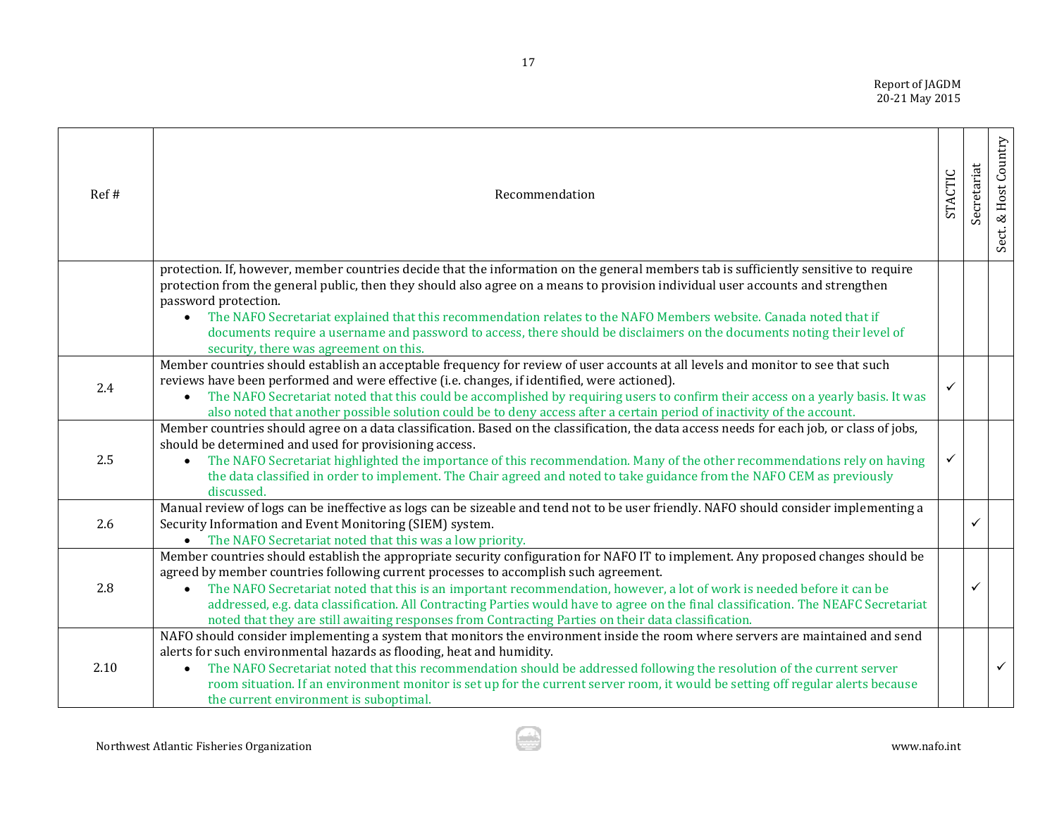| Ref # | Recommendation | STACTIC | Secretariat | Sect. & Host Country |
|---|---|---|---|---|
| | protection. If, however, member countries decide that the information on the general members tab is sufficiently sensitive to require protection from the general public, then they should also agree on a means to provision individual user accounts and strengthen password protection.<br>• The NAFO Secretariat explained that this recommendation relates to the NAFO Members website. Canada noted that if documents require a username and password to access, there should be disclaimers on the documents noting their level of security, there was agreement on this. | | | |
| 2.4 | Member countries should establish an acceptable frequency for review of user accounts at all levels and monitor to see that such reviews have been performed and were effective (i.e. changes, if identified, were actioned).<br>• The NAFO Secretariat noted that this could be accomplished by requiring users to confirm their access on a yearly basis. It was also noted that another possible solution could be to deny access after a certain period of inactivity of the account. | ✓ | | |
| 2.5 | Member countries should agree on a data classification. Based on the classification, the data access needs for each job, or class of jobs, should be determined and used for provisioning access.<br>• The NAFO Secretariat highlighted the importance of this recommendation. Many of the other recommendations rely on having the data classified in order to implement. The Chair agreed and noted to take guidance from the NAFO CEM as previously discussed. | ✓ | | |
| 2.6 | Manual review of logs can be ineffective as logs can be sizeable and tend not to be user friendly. NAFO should consider implementing a Security Information and Event Monitoring (SIEM) system.<br>• The NAFO Secretariat noted that this was a low priority. | | ✓ | |
| 2.8 | Member countries should establish the appropriate security configuration for NAFO IT to implement. Any proposed changes should be agreed by member countries following current processes to accomplish such agreement.<br>• The NAFO Secretariat noted that this is an important recommendation, however, a lot of work is needed before it can be addressed, e.g. data classification. All Contracting Parties would have to agree on the final classification. The NEAFC Secretariat noted that they are still awaiting responses from Contracting Parties on their data classification. | | ✓ | |
| 2.10 | NAFO should consider implementing a system that monitors the environment inside the room where servers are maintained and send alerts for such environmental hazards as flooding, heat and humidity.<br>• The NAFO Secretariat noted that this recommendation should be addressed following the resolution of the current server room situation. If an environment monitor is set up for the current server room, it would be setting off regular alerts because the current environment is suboptimal. | | | ✓ |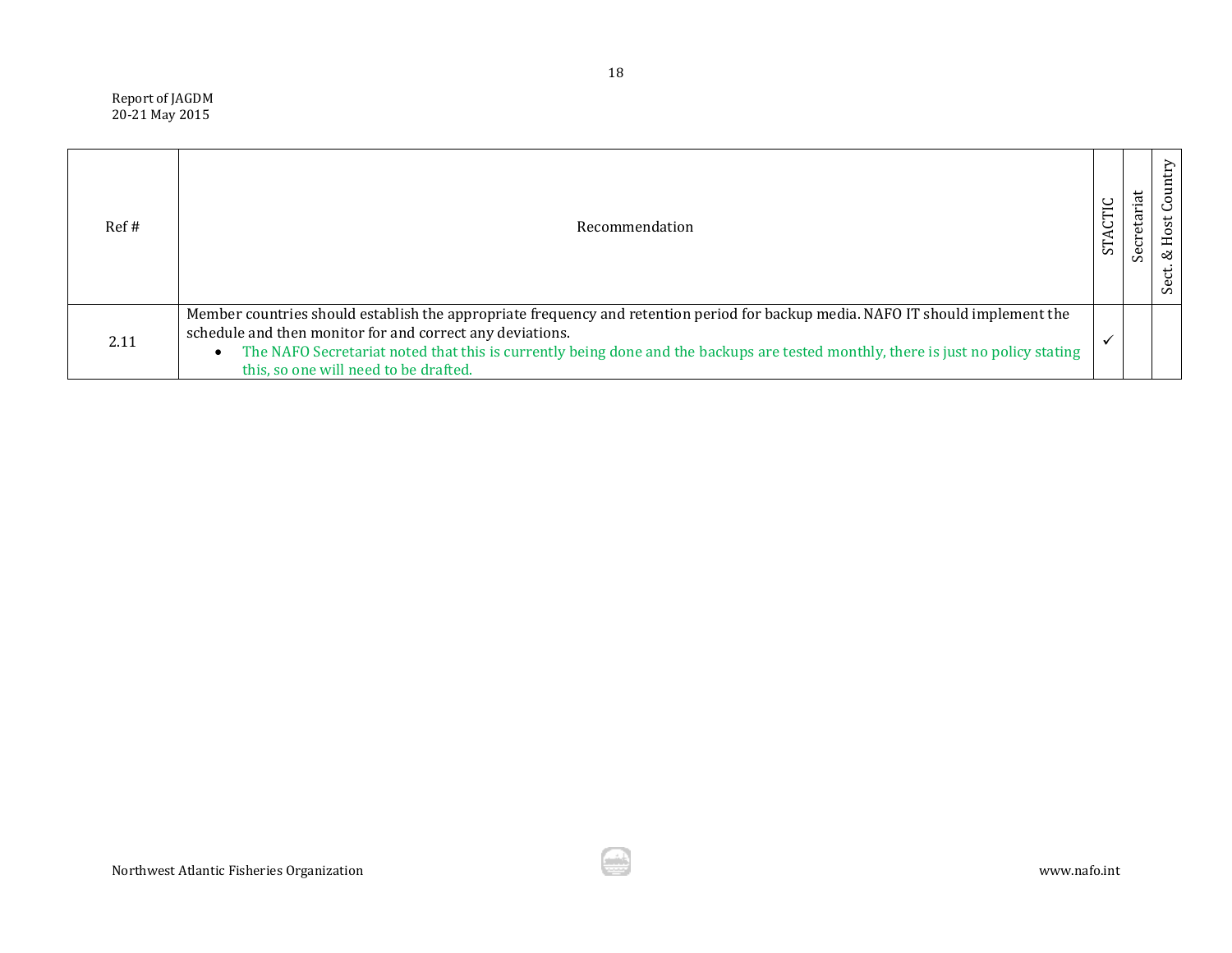| Ref # | Recommendation | STACTIC | Secretariat | Sect. & Host Country |
|---|---|---|---|---|
| 2.11 | Member countries should establish the appropriate frequency and retention period for backup media. NAFO IT should implement the schedule and then monitor for and correct any deviations.<br>• The NAFO Secretariat noted that this is currently being done and the backups are tested monthly, there is just no policy stating this, so one will need to be drafted. | ✓ | | |